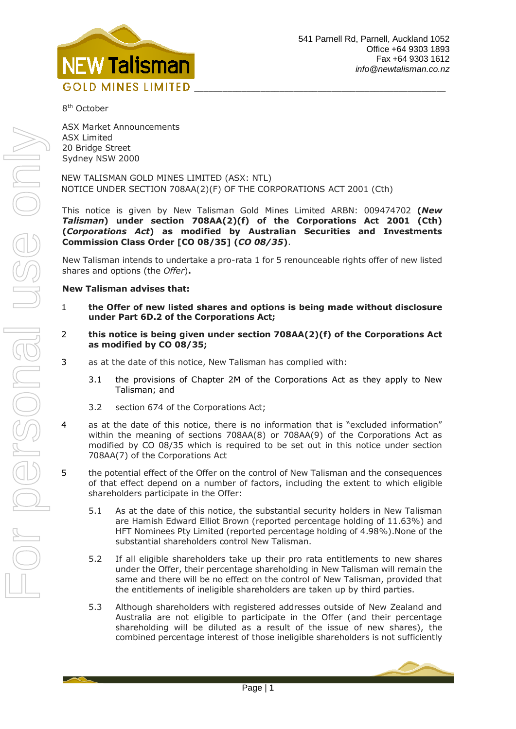541 Parnell Rd, Parnell, Auckland 1052
Office +64 9303 1893
Fax +64 9303 1612
*info@newtalisman.co.nz*

8th October

ASX Market Announcements
ASX Limited
20 Bridge Street
Sydney NSW 2000

NEW TALISMAN GOLD MINES LIMITED (ASX: NTL)
NOTICE UNDER SECTION 708AA(2)(F) OF THE CORPORATIONS ACT 2001 (Cth)

This notice is given by New Talisman Gold Mines Limited ARBN: 009474702 **(*New Talisman*) under section 708AA(2)(f) of the Corporations Act 2001 (Cth) (*Corporations Act*) as modified by Australian Securities and Investments Commission Class Order [CO 08/35] (*CO 08/35*)**.

New Talisman intends to undertake a pro-rata 1 for 5 renounceable rights offer of new listed shares and options (the *Offer*)**.**

**New Talisman advises that:**

1. **the Offer of new listed shares and options is being made without disclosure under Part 6D.2 of the Corporations Act;**

2. **this notice is being given under section 708AA(2)(f) of the Corporations Act as modified by CO 08/35;**

3. as at the date of this notice, New Talisman has complied with:

   3.1 the provisions of Chapter 2M of the Corporations Act as they apply to New Talisman; and

   3.2 section 674 of the Corporations Act;

4. as at the date of this notice, there is no information that is "excluded information" within the meaning of sections 708AA(8) or 708AA(9) of the Corporations Act as modified by CO 08/35 which is required to be set out in this notice under section 708AA(7) of the Corporations Act

5. the potential effect of the Offer on the control of New Talisman and the consequences of that effect depend on a number of factors, including the extent to which eligible shareholders participate in the Offer:

   5.1 As at the date of this notice, the substantial security holders in New Talisman are Hamish Edward Elliot Brown (reported percentage holding of 11.63%) and HFT Nominees Pty Limited (reported percentage holding of 4.98%).None of the substantial shareholders control New Talisman.

   5.2 If all eligible shareholders take up their pro rata entitlements to new shares under the Offer, their percentage shareholding in New Talisman will remain the same and there will be no effect on the control of New Talisman, provided that the entitlements of ineligible shareholders are taken up by third parties.

   5.3 Although shareholders with registered addresses outside of New Zealand and Australia are not eligible to participate in the Offer (and their percentage shareholding will be diluted as a result of the issue of new shares), the combined percentage interest of those ineligible shareholders is not sufficiently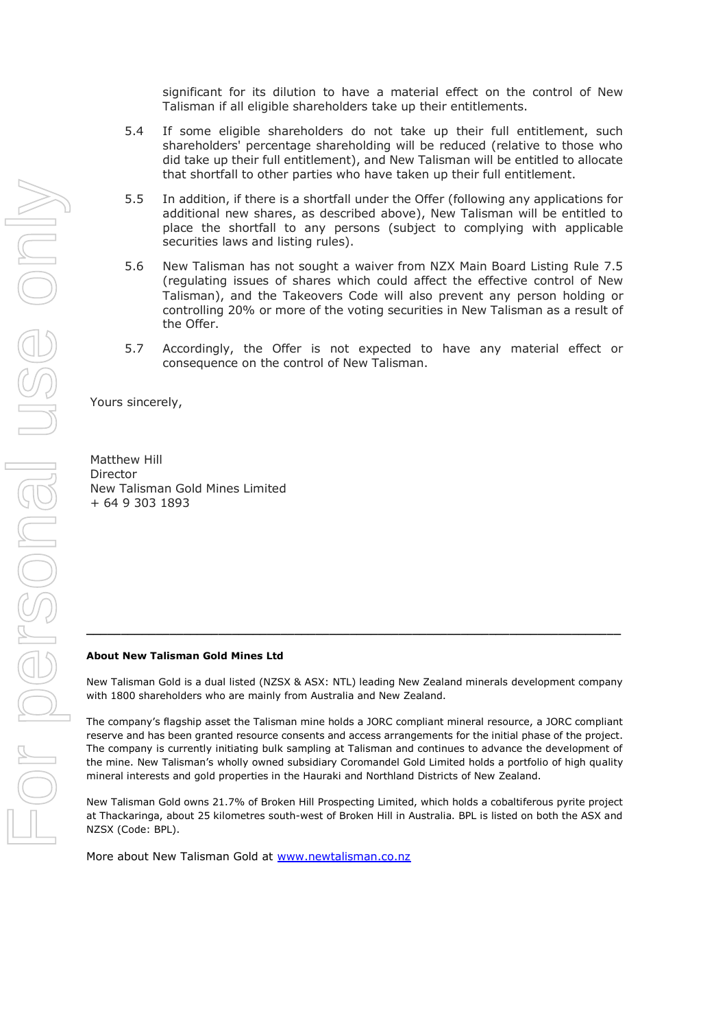significant for its dilution to have a material effect on the control of New Talisman if all eligible shareholders take up their entitlements.

5.4 If some eligible shareholders do not take up their full entitlement, such shareholders' percentage shareholding will be reduced (relative to those who did take up their full entitlement), and New Talisman will be entitled to allocate that shortfall to other parties who have taken up their full entitlement.

5.5 In addition, if there is a shortfall under the Offer (following any applications for additional new shares, as described above), New Talisman will be entitled to place the shortfall to any persons (subject to complying with applicable securities laws and listing rules).

5.6 New Talisman has not sought a waiver from NZX Main Board Listing Rule 7.5 (regulating issues of shares which could affect the effective control of New Talisman), and the Takeovers Code will also prevent any person holding or controlling 20% or more of the voting securities in New Talisman as a result of the Offer.

5.7 Accordingly, the Offer is not expected to have any material effect or consequence on the control of New Talisman.

Yours sincerely,

Matthew Hill
Director
New Talisman Gold Mines Limited
+ 64 9 303 1893

---

**About New Talisman Gold Mines Ltd**

New Talisman Gold is a dual listed (NZSX & ASX: NTL) leading New Zealand minerals development company with 1800 shareholders who are mainly from Australia and New Zealand.

The company's flagship asset the Talisman mine holds a JORC compliant mineral resource, a JORC compliant reserve and has been granted resource consents and access arrangements for the initial phase of the project. The company is currently initiating bulk sampling at Talisman and continues to advance the development of the mine. New Talisman's wholly owned subsidiary Coromandel Gold Limited holds a portfolio of high quality mineral interests and gold properties in the Hauraki and Northland Districts of New Zealand.

New Talisman Gold owns 21.7% of Broken Hill Prospecting Limited, which holds a cobaltiferous pyrite project at Thackaringa, about 25 kilometres south-west of Broken Hill in Australia. BPL is listed on both the ASX and NZSX (Code: BPL).

More about New Talisman Gold at [www.newtalisman.co.nz](http://www.newtalisman.co.nz)